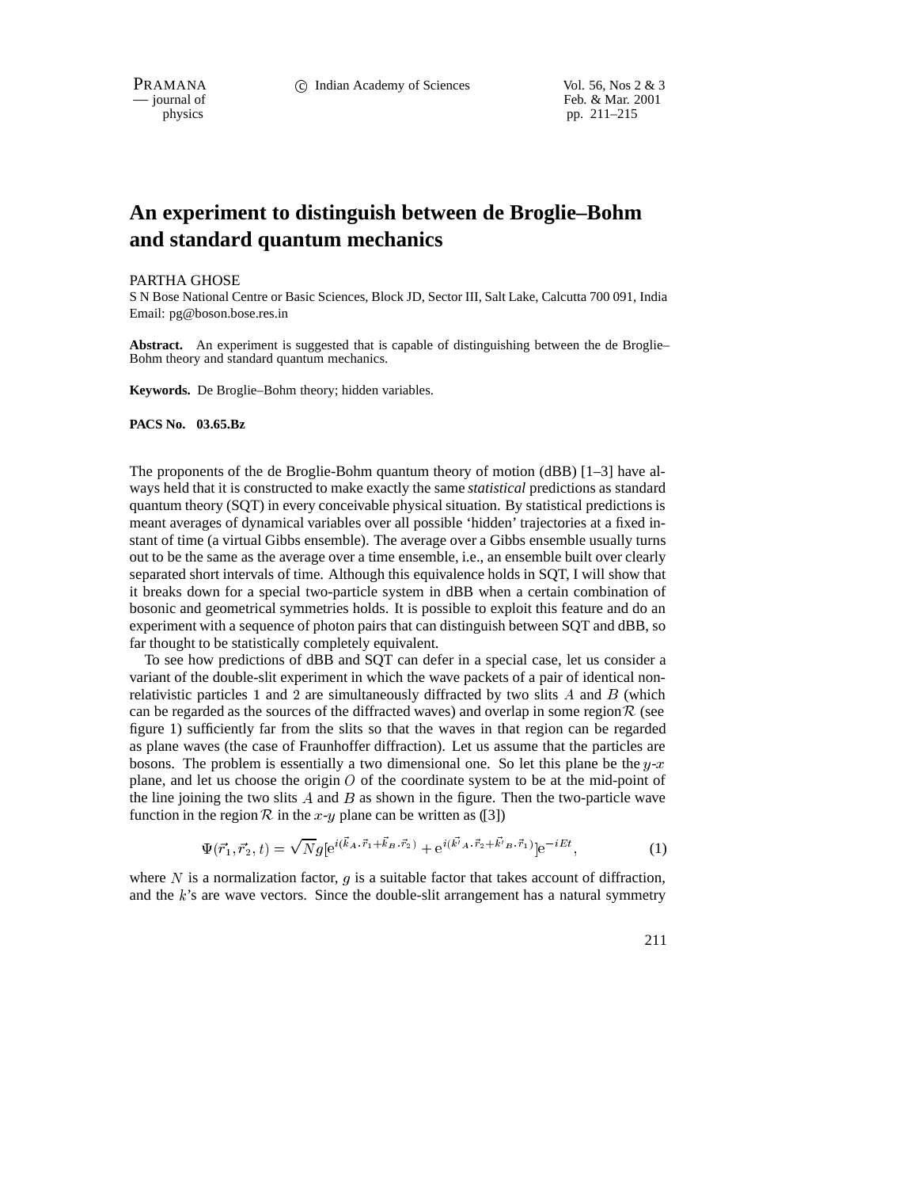# An experiment to distinguish between de Broglie–Bohm and standard quantum mechanics

PARTHA GHOSE

S N Bose National Centre or Basic Sciences, Block JD, Sector III, Salt Lake, Calcutta 700 091, India
Email: pg@boson.bose.res.in

**Abstract.** An experiment is suggested that is capable of distinguishing between the de Broglie–Bohm theory and standard quantum mechanics.

**Keywords.** De Broglie–Bohm theory; hidden variables.

**PACS No. 03.65.Bz**

The proponents of the de Broglie-Bohm quantum theory of motion (dBB) [1–3] have always held that it is constructed to make exactly the same *statistical* predictions as standard quantum theory (SQT) in every conceivable physical situation. By statistical predictions is meant averages of dynamical variables over all possible 'hidden' trajectories at a fixed instant of time (a virtual Gibbs ensemble). The average over a Gibbs ensemble usually turns out to be the same as the average over a time ensemble, i.e., an ensemble built over clearly separated short intervals of time. Although this equivalence holds in SQT, I will show that it breaks down for a special two-particle system in dBB when a certain combination of bosonic and geometrical symmetries holds. It is possible to exploit this feature and do an experiment with a sequence of photon pairs that can distinguish between SQT and dBB, so far thought to be statistically completely equivalent.

To see how predictions of dBB and SQT can defer in a special case, let us consider a variant of the double-slit experiment in which the wave packets of a pair of identical non-relativistic particles 1 and 2 are simultaneously diffracted by two slits $A$ and $B$ (which can be regarded as the sources of the diffracted waves) and overlap in some region $\mathcal{R}$ (see figure 1) sufficiently far from the slits so that the waves in that region can be regarded as plane waves (the case of Fraunhoffer diffraction). Let us assume that the particles are bosons. The problem is essentially a two dimensional one. So let this plane be the $y$-$x$ plane, and let us choose the origin $O$ of the coordinate system to be at the mid-point of the line joining the two slits $A$ and $B$ as shown in the figure. Then the two-particle wave function in the region $\mathcal{R}$ in the $x$-$y$ plane can be written as ([3])

$$\Psi(\vec{r}_1, \vec{r}_2, t) = \sqrt{N} g [\mathrm{e}^{i(\vec{k}_A \cdot \vec{r}_1 + \vec{k}_B \cdot \vec{r}_2)} + \mathrm{e}^{i(\vec{k'}_A \cdot \vec{r}_2 + \vec{k'}_B \cdot \vec{r}_1)}] \mathrm{e}^{-iEt}, \tag{1}$$

where $N$ is a normalization factor, $g$ is a suitable factor that takes account of diffraction, and the $k$'s are wave vectors. Since the double-slit arrangement has a natural symmetry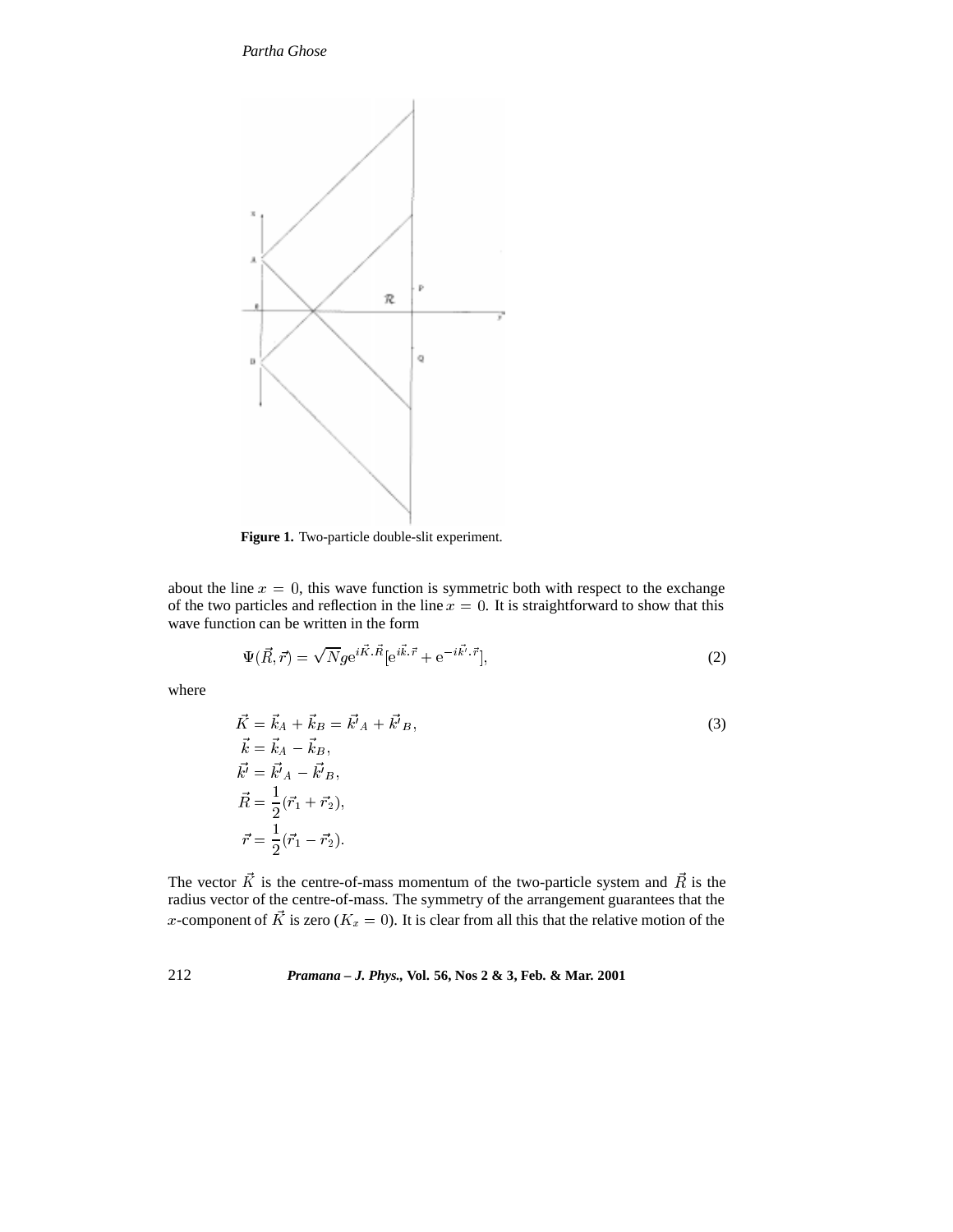**Figure 1.** Two-particle double-slit experiment.

about the line $x = 0$, this wave function is symmetric both with respect to the exchange of the two particles and reflection in the line $x = 0$. It is straightforward to show that this wave function can be written in the form

$$\Psi(\vec{R}, \vec{r}) = \sqrt{N} g \mathrm{e}^{i\vec{K}.\vec{R}} [\mathrm{e}^{i\vec{k}.\vec{r}} + \mathrm{e}^{-i\vec{k'}.\vec{r}}], \tag{2}$$

where

$$\begin{aligned}
\vec{K} &= \vec{k}_A + \vec{k}_B = \vec{k'}_A + \vec{k'}_B, \\
\vec{k} &= \vec{k}_A - \vec{k}_B, \\
\vec{k'} &= \vec{k'}_A - \vec{k'}_B, \\
\vec{R} &= \frac{1}{2}(\vec{r}_1 + \vec{r}_2), \\
\vec{r} &= \frac{1}{2}(\vec{r}_1 - \vec{r}_2).
\end{aligned} \tag{3}$$

The vector $\vec{K}$ is the centre-of-mass momentum of the two-particle system and $\vec{R}$ is the radius vector of the centre-of-mass. The symmetry of the arrangement guarantees that the $x$-component of $\vec{K}$ is zero ($K_x = 0$). It is clear from all this that the relative motion of the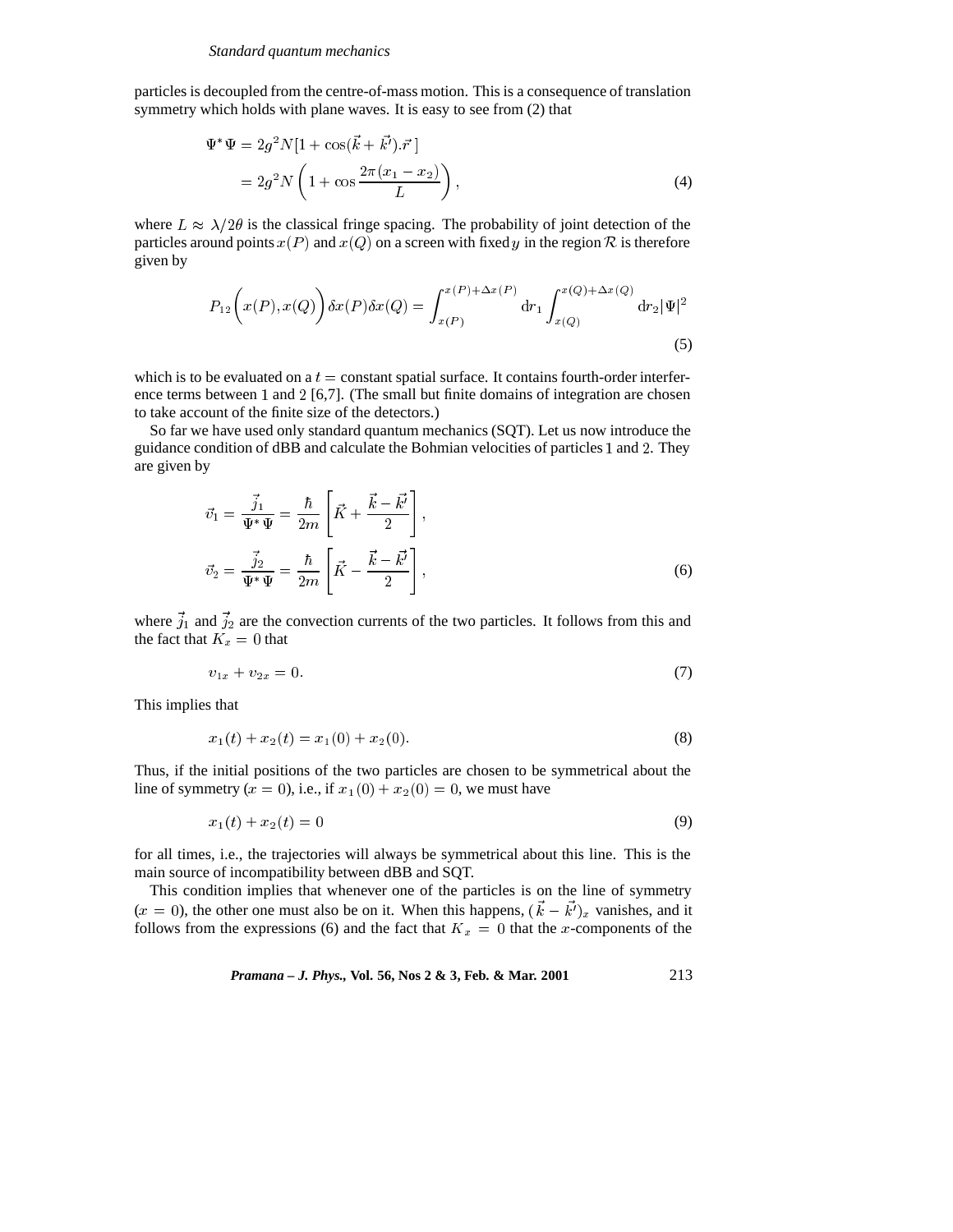particles is decoupled from the centre-of-mass motion. This is a consequence of translation symmetry which holds with plane waves. It is easy to see from (2) that

$$\Psi^* \Psi = 2g^2 N[1 + \cos(\vec{k} + \vec{k'}).\vec{r}\,] \\ = 2g^2 N \left(1 + \cos\frac{2\pi(x_1 - x_2)}{L}\right), \tag{4}$$

where $L \approx \lambda/2\theta$ is the classical fringe spacing. The probability of joint detection of the particles around points $x(P)$ and $x(Q)$ on a screen with fixed $y$ in the region $\mathcal{R}$ is therefore given by

$$P_{12}\bigg(x(P), x(Q)\bigg)\delta x(P)\delta x(Q) = \int_{x(P)}^{x(P)+\Delta x(P)} \mathrm{d}r_1 \int_{x(Q)}^{x(Q)+\Delta x(Q)} \mathrm{d}r_2 |\Psi|^2 \tag{5}$$

which is to be evaluated on a $t =$ constant spatial surface. It contains fourth-order interference terms between 1 and 2 [6,7]. (The small but finite domains of integration are chosen to take account of the finite size of the detectors.)

So far we have used only standard quantum mechanics (SQT). Let us now introduce the guidance condition of dBB and calculate the Bohmian velocities of particles 1 and 2. They are given by

$$\vec{v}_1 = \frac{\vec{j}_1}{\Psi^* \Psi} = \frac{\hbar}{2m}\left[\vec{K} + \frac{\vec{k} - \vec{k'}}{2}\right], \\ \vec{v}_2 = \frac{\vec{j}_2}{\Psi^* \Psi} = \frac{\hbar}{2m}\left[\vec{K} - \frac{\vec{k} - \vec{k'}}{2}\right], \tag{6}$$

where $\vec{j}_1$ and $\vec{j}_2$ are the convection currents of the two particles. It follows from this and the fact that $K_x = 0$ that

$$v_{1x} + v_{2x} = 0. \tag{7}$$

This implies that

$$x_1(t) + x_2(t) = x_1(0) + x_2(0). \tag{8}$$

Thus, if the initial positions of the two particles are chosen to be symmetrical about the line of symmetry ($x = 0$), i.e., if $x_1(0) + x_2(0) = 0$, we must have

$$x_1(t) + x_2(t) = 0 \tag{9}$$

for all times, i.e., the trajectories will always be symmetrical about this line. This is the main source of incompatibility between dBB and SQT.

This condition implies that whenever one of the particles is on the line of symmetry ($x = 0$), the other one must also be on it. When this happens, $(\vec{k} - \vec{k'})_x$ vanishes, and it follows from the expressions (6) and the fact that $K_x = 0$ that the $x$-components of the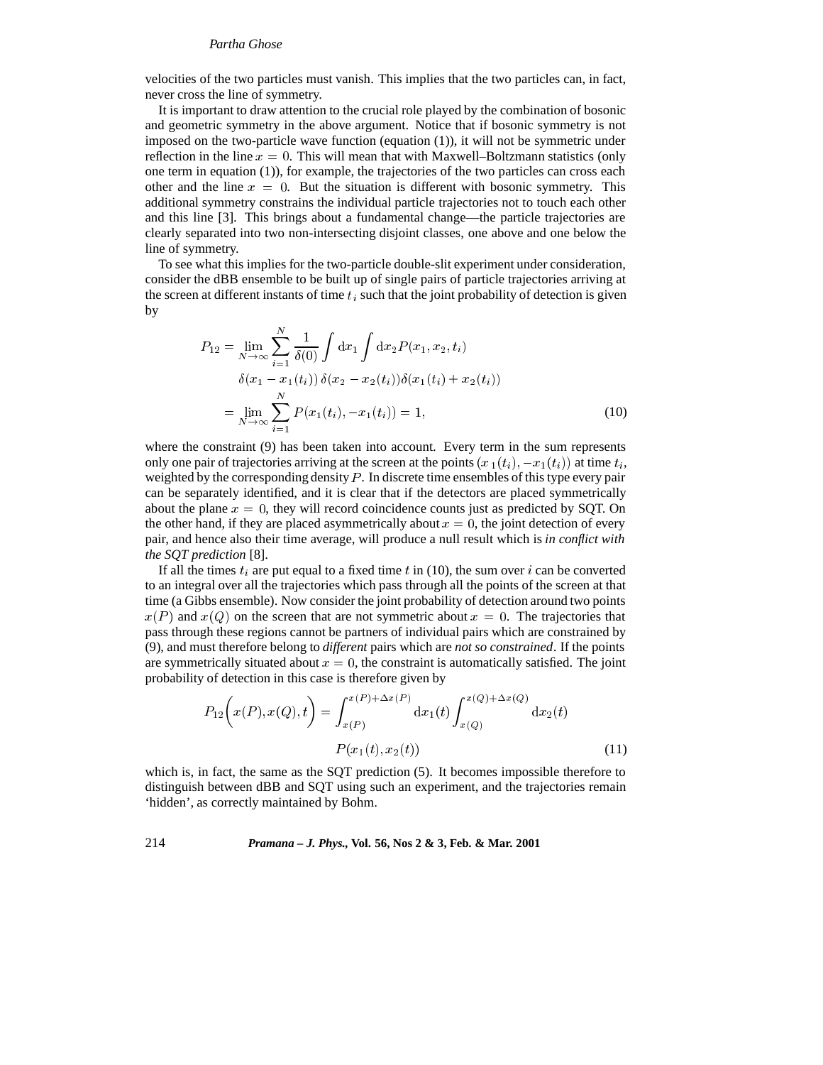velocities of the two particles must vanish. This implies that the two particles can, in fact, never cross the line of symmetry.

It is important to draw attention to the crucial role played by the combination of bosonic and geometric symmetry in the above argument. Notice that if bosonic symmetry is not imposed on the two-particle wave function (equation (1)), it will not be symmetric under reflection in the line $x = 0$. This will mean that with Maxwell–Boltzmann statistics (only one term in equation (1)), for example, the trajectories of the two particles can cross each other and the line $x = 0$. But the situation is different with bosonic symmetry. This additional symmetry constrains the individual particle trajectories not to touch each other and this line [3]. This brings about a fundamental change—the particle trajectories are clearly separated into two non-intersecting disjoint classes, one above and one below the line of symmetry.

To see what this implies for the two-particle double-slit experiment under consideration, consider the dBB ensemble to be built up of single pairs of particle trajectories arriving at the screen at different instants of time $t_i$ such that the joint probability of detection is given by

$$
\begin{aligned}
P_{12} &= \lim_{N \to \infty} \sum_{i=1}^{N} \frac{1}{\delta(0)} \int \mathrm{d}x_1 \int \mathrm{d}x_2 P(x_1, x_2, t_i) \\
&\quad \delta(x_1 - x_1(t_i))\, \delta(x_2 - x_2(t_i)) \delta(x_1(t_i) + x_2(t_i)) \\
&= \lim_{N \to \infty} \sum_{i=1}^{N} P(x_1(t_i), -x_1(t_i)) = 1,
\end{aligned} \tag{10}
$$

where the constraint (9) has been taken into account. Every term in the sum represents only one pair of trajectories arriving at the screen at the points $(x_1(t_i), -x_1(t_i))$ at time $t_i$, weighted by the corresponding density $P$. In discrete time ensembles of this type every pair can be separately identified, and it is clear that if the detectors are placed symmetrically about the plane $x = 0$, they will record coincidence counts just as predicted by SQT. On the other hand, if they are placed asymmetrically about $x = 0$, the joint detection of every pair, and hence also their time average, will produce a null result which is *in conflict with the SQT prediction* [8].

If all the times $t_i$ are put equal to a fixed time $t$ in (10), the sum over $i$ can be converted to an integral over all the trajectories which pass through all the points of the screen at that time (a Gibbs ensemble). Now consider the joint probability of detection around two points $x(P)$ and $x(Q)$ on the screen that are not symmetric about $x = 0$. The trajectories that pass through these regions cannot be partners of individual pairs which are constrained by (9), and must therefore belong to *different* pairs which are *not so constrained*. If the points are symmetrically situated about $x = 0$, the constraint is automatically satisfied. The joint probability of detection in this case is therefore given by

$$
\begin{aligned}
P_{12}\Big(x(P), x(Q), t\Big) &= \int_{x(P)}^{x(P)+\Delta x(P)} \mathrm{d}x_1(t) \int_{x(Q)}^{x(Q)+\Delta x(Q)} \mathrm{d}x_2(t) \\
&\quad P(x_1(t), x_2(t))
\end{aligned} \tag{11}
$$

which is, in fact, the same as the SQT prediction (5). It becomes impossible therefore to distinguish between dBB and SQT using such an experiment, and the trajectories remain 'hidden', as correctly maintained by Bohm.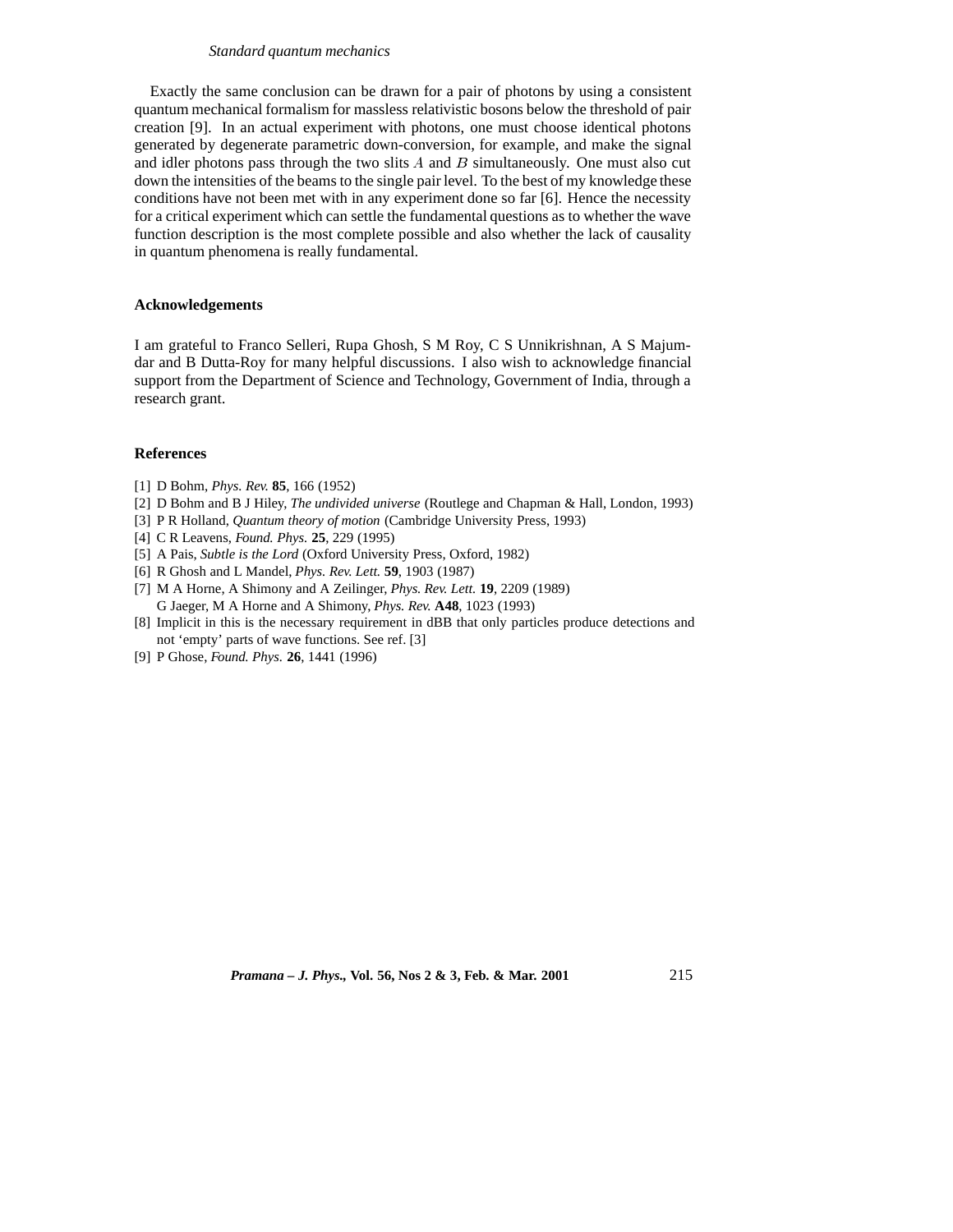Exactly the same conclusion can be drawn for a pair of photons by using a consistent quantum mechanical formalism for massless relativistic bosons below the threshold of pair creation [9]. In an actual experiment with photons, one must choose identical photons generated by degenerate parametric down-conversion, for example, and make the signal and idler photons pass through the two slits $A$ and $B$ simultaneously. One must also cut down the intensities of the beams to the single pair level. To the best of my knowledge these conditions have not been met with in any experiment done so far [6]. Hence the necessity for a critical experiment which can settle the fundamental questions as to whether the wave function description is the most complete possible and also whether the lack of causality in quantum phenomena is really fundamental.

### Acknowledgements

I am grateful to Franco Selleri, Rupa Ghosh, S M Roy, C S Unnikrishnan, A S Majumdar and B Dutta-Roy for many helpful discussions. I also wish to acknowledge financial support from the Department of Science and Technology, Government of India, through a research grant.

### References

[1] D Bohm, *Phys. Rev.* **85**, 166 (1952)
[2] D Bohm and B J Hiley, *The undivided universe* (Routlege and Chapman & Hall, London, 1993)
[3] P R Holland, *Quantum theory of motion* (Cambridge University Press, 1993)
[4] C R Leavens, *Found. Phys.* **25**, 229 (1995)
[5] A Pais, *Subtle is the Lord* (Oxford University Press, Oxford, 1982)
[6] R Ghosh and L Mandel, *Phys. Rev. Lett.* **59**, 1903 (1987)
[7] M A Horne, A Shimony and A Zeilinger, *Phys. Rev. Lett.* **19**, 2209 (1989)
G Jaeger, M A Horne and A Shimony, *Phys. Rev.* **A48**, 1023 (1993)
[8] Implicit in this is the necessary requirement in dBB that only particles produce detections and not 'empty' parts of wave functions. See ref. [3]
[9] P Ghose, *Found. Phys.* **26**, 1441 (1996)